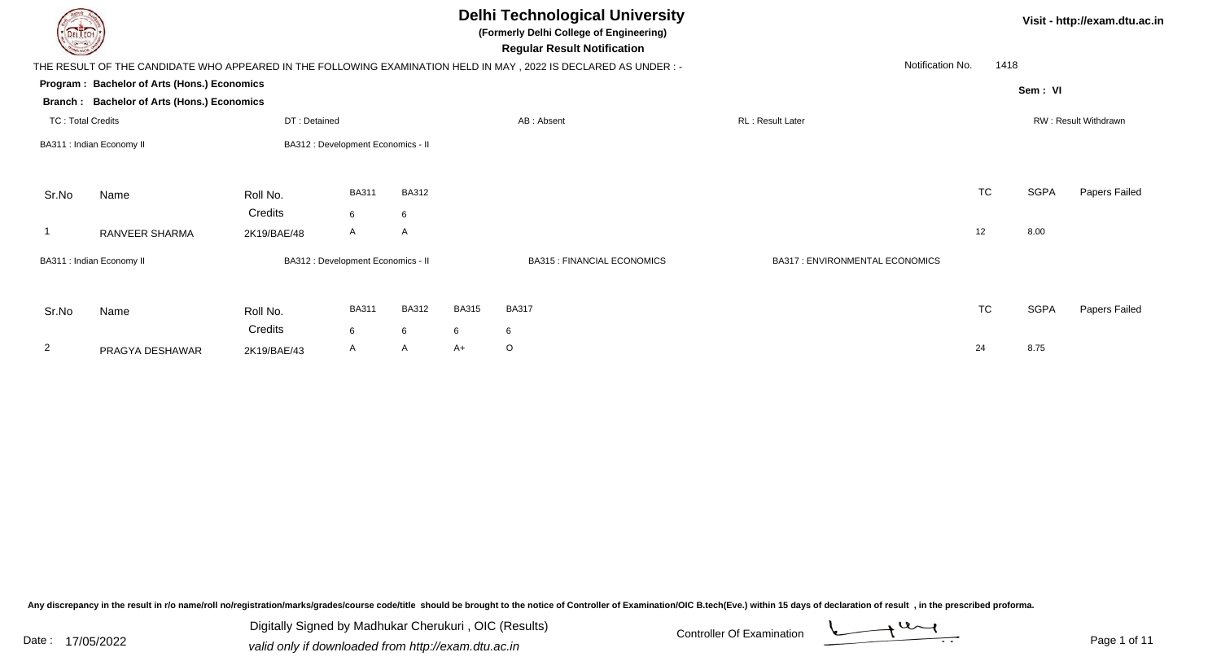# Delhi Technological University

**(Formerly Delhi College of Engineering)**

**Regular Result Notification**

Visit - http://exam.dtu.ac.in

THE RESULT OF THE CANDIDATE WHO APPEARED IN THE FOLLOWING EXAMINATION HELD IN MAY , 2022 IS DECLARED AS UNDER : -

Notification No. 1418

**Program : Bachelor of Arts (Hons.) Economics**

**Branch : Bachelor of Arts (Hons.) Economics**

**Sem : VI**

TC : Total Credits | DT : Detained | AB : Absent | RL : Result Later | RW : Result Withdrawn

BA311 : Indian Economy II | BA312 : Development Economics - II

| Sr.No | Name | Roll No. | BA311 | BA312 | TC | SGPA | Papers Failed |
|---|---|---|---|---|---|---|---|
| | | Credits | 6 | 6 | | | |
| 1 | RANVEER SHARMA | 2K19/BAE/48 | A | A | 12 | 8.00 | |

BA311 : Indian Economy II | BA312 : Development Economics - II | BA315 : FINANCIAL ECONOMICS | BA317 : ENVIRONMENTAL ECONOMICS

| Sr.No | Name | Roll No. | BA311 | BA312 | BA315 | BA317 | TC | SGPA | Papers Failed |
|---|---|---|---|---|---|---|---|---|---|
| | | Credits | 6 | 6 | 6 | 6 | | | |
| 2 | PRAGYA DESHAWAR | 2K19/BAE/43 | A | A | A+ | O | 24 | 8.75 | |

Any discrepancy in the result in r/o name/roll no/registration/marks/grades/course code/title should be brought to the notice of Controller of Examination/OIC B.tech(Eve.) within 15 days of declaration of result , in the prescribed proforma.

Date : 17/05/2022

Digitally Signed by Madhukar Cherukuri , OIC (Results)

*valid only if downloaded from http://exam.dtu.ac.in*

Controller Of Examination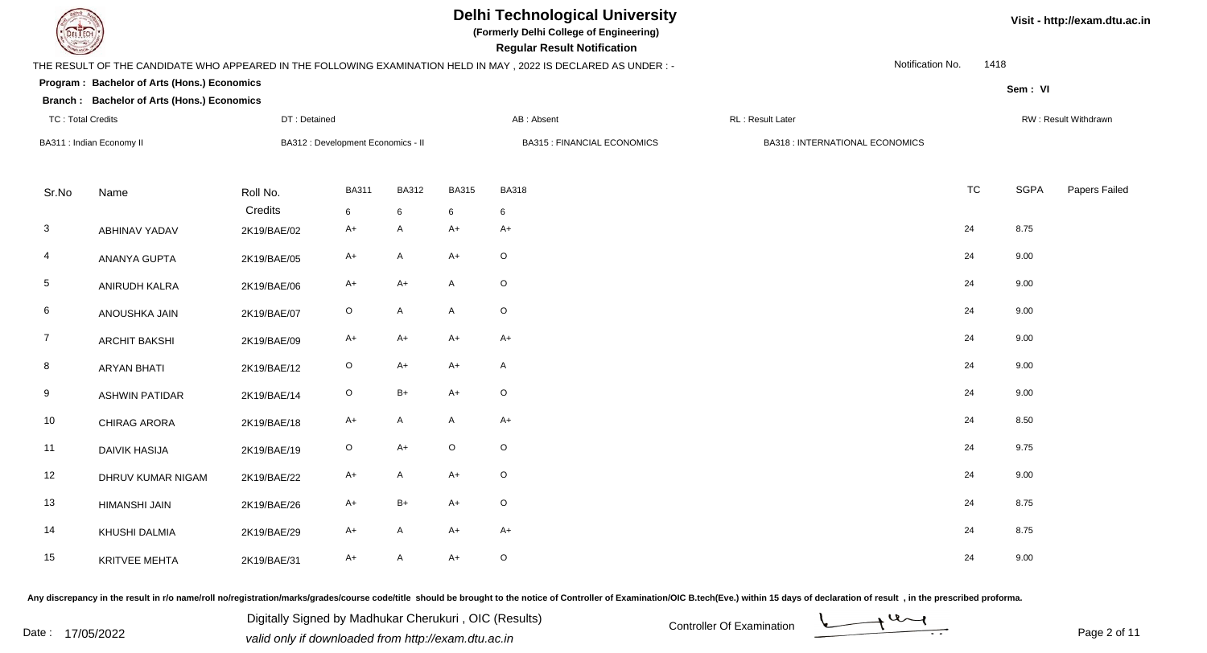# Delhi Technological University

**(Formerly Delhi College of Engineering)**

**Regular Result Notification**

Visit - http://exam.dtu.ac.in

THE RESULT OF THE CANDIDATE WHO APPEARED IN THE FOLLOWING EXAMINATION HELD IN MAY , 2022 IS DECLARED AS UNDER : -

Notification No. 1418

**Program : Bachelor of Arts (Hons.) Economics**

**Branch : Bachelor of Arts (Hons.) Economics**

Sem : VI

TC : Total Credits | DT : Detained | AB : Absent | RL : Result Later | RW : Result Withdrawn

BA311 : Indian Economy II | BA312 : Development Economics - II | BA315 : FINANCIAL ECONOMICS | BA318 : INTERNATIONAL ECONOMICS

| Sr.No | Name | Roll No. | BA311 | BA312 | BA315 | BA318 | TC | SGPA | Papers Failed |
|---|---|---|---|---|---|---|---|---|---|
| | | Credits | 6 | 6 | 6 | 6 | | | |
| 3 | ABHINAV YADAV | 2K19/BAE/02 | A+ | A | A+ | A+ | 24 | 8.75 | |
| 4 | ANANYA GUPTA | 2K19/BAE/05 | A+ | A | A+ | O | 24 | 9.00 | |
| 5 | ANIRUDH KALRA | 2K19/BAE/06 | A+ | A+ | A | O | 24 | 9.00 | |
| 6 | ANOUSHKA JAIN | 2K19/BAE/07 | O | A | A | O | 24 | 9.00 | |
| 7 | ARCHIT BAKSHI | 2K19/BAE/09 | A+ | A+ | A+ | A+ | 24 | 9.00 | |
| 8 | ARYAN BHATI | 2K19/BAE/12 | O | A+ | A+ | A | 24 | 9.00 | |
| 9 | ASHWIN PATIDAR | 2K19/BAE/14 | O | B+ | A+ | O | 24 | 9.00 | |
| 10 | CHIRAG ARORA | 2K19/BAE/18 | A+ | A | A | A+ | 24 | 8.50 | |
| 11 | DAIVIK HASIJA | 2K19/BAE/19 | O | A+ | O | O | 24 | 9.75 | |
| 12 | DHRUV KUMAR NIGAM | 2K19/BAE/22 | A+ | A | A+ | O | 24 | 9.00 | |
| 13 | HIMANSHI JAIN | 2K19/BAE/26 | A+ | B+ | A+ | O | 24 | 8.75 | |
| 14 | KHUSHI DALMIA | 2K19/BAE/29 | A+ | A | A+ | A+ | 24 | 8.75 | |
| 15 | KRITVEE MEHTA | 2K19/BAE/31 | A+ | A | A+ | O | 24 | 9.00 | |

Any discrepancy in the result in r/o name/roll no/registration/marks/grades/course code/title should be brought to the notice of Controller of Examination/OIC B.tech(Eve.) within 15 days of declaration of result , in the prescribed proforma.

Date : 17/05/2022

Digitally Signed by Madhukar Cherukuri , OIC (Results)
valid only if downloaded from http://exam.dtu.ac.in

Controller Of Examination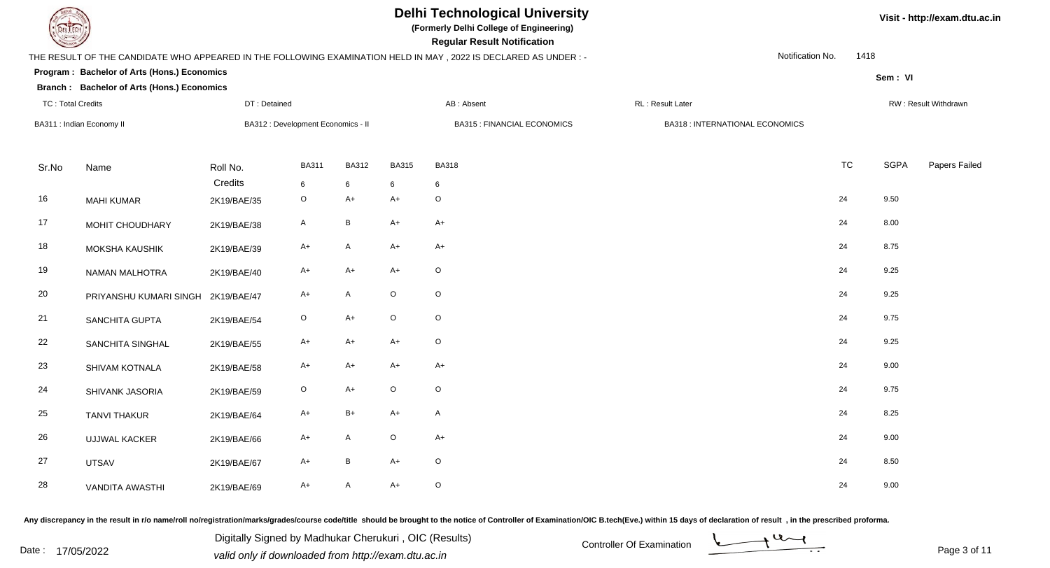# Delhi Technological University

**(Formerly Delhi College of Engineering)**

**Regular Result Notification**

Visit - http://exam.dtu.ac.in

THE RESULT OF THE CANDIDATE WHO APPEARED IN THE FOLLOWING EXAMINATION HELD IN MAY , 2022 IS DECLARED AS UNDER : -

Notification No. 1418

**Program : Bachelor of Arts (Hons.) Economics**

**Branch : Bachelor of Arts (Hons.) Economics**

Sem : VI

TC : Total Credits | DT : Detained | AB : Absent | RL : Result Later | RW : Result Withdrawn

BA311 : Indian Economy II | BA312 : Development Economics - II | BA315 : FINANCIAL ECONOMICS | BA318 : INTERNATIONAL ECONOMICS

| Sr.No | Name | Roll No. | BA311 | BA312 | BA315 | BA318 | TC | SGPA | Papers Failed |
|---|---|---|---|---|---|---|---|---|---|
| | | Credits | 6 | 6 | 6 | 6 | | | |
| 16 | MAHI KUMAR | 2K19/BAE/35 | O | A+ | A+ | O | 24 | 9.50 | |
| 17 | MOHIT CHOUDHARY | 2K19/BAE/38 | A | B | A+ | A+ | 24 | 8.00 | |
| 18 | MOKSHA KAUSHIK | 2K19/BAE/39 | A+ | A | A+ | A+ | 24 | 8.75 | |
| 19 | NAMAN MALHOTRA | 2K19/BAE/40 | A+ | A+ | A+ | O | 24 | 9.25 | |
| 20 | PRIYANSHU KUMARI SINGH | 2K19/BAE/47 | A+ | A | O | O | 24 | 9.25 | |
| 21 | SANCHITA GUPTA | 2K19/BAE/54 | O | A+ | O | O | 24 | 9.75 | |
| 22 | SANCHITA SINGHAL | 2K19/BAE/55 | A+ | A+ | A+ | O | 24 | 9.25 | |
| 23 | SHIVAM KOTNALA | 2K19/BAE/58 | A+ | A+ | A+ | A+ | 24 | 9.00 | |
| 24 | SHIVANK JASORIA | 2K19/BAE/59 | O | A+ | O | O | 24 | 9.75 | |
| 25 | TANVI THAKUR | 2K19/BAE/64 | A+ | B+ | A+ | A | 24 | 8.25 | |
| 26 | UJJWAL KACKER | 2K19/BAE/66 | A+ | A | O | A+ | 24 | 9.00 | |
| 27 | UTSAV | 2K19/BAE/67 | A+ | B | A+ | O | 24 | 8.50 | |
| 28 | VANDITA AWASTHI | 2K19/BAE/69 | A+ | A | A+ | O | 24 | 9.00 | |

Any discrepancy in the result in r/o name/roll no/registration/marks/grades/course code/title should be brought to the notice of Controller of Examination/OIC B.tech(Eve.) within 15 days of declaration of result , in the prescribed proforma.

Date : 17/05/2022

Digitally Signed by Madhukar Cherukuri , OIC (Results)
valid only if downloaded from http://exam.dtu.ac.in

Controller Of Examination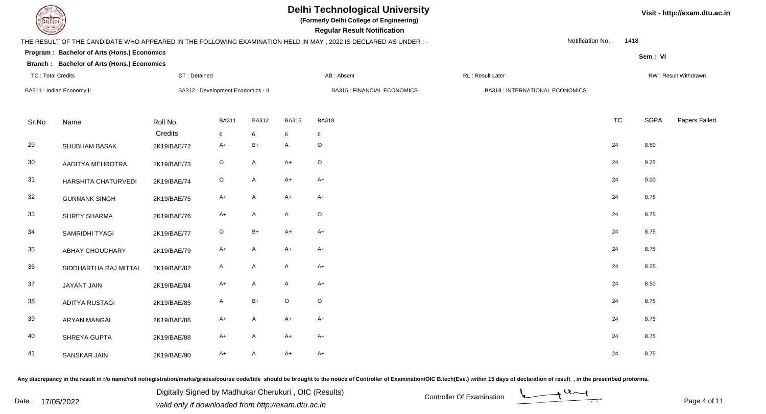# Delhi Technological University

**(Formerly Delhi College of Engineering)**

**Regular Result Notification**

Visit - http://exam.dtu.ac.in

THE RESULT OF THE CANDIDATE WHO APPEARED IN THE FOLLOWING EXAMINATION HELD IN MAY , 2022 IS DECLARED AS UNDER : -

Notification No. 1418

**Program : Bachelor of Arts (Hons.) Economics**

**Branch : Bachelor of Arts (Hons.) Economics**

Sem : VI

TC : Total Credits | DT : Detained | AB : Absent | RL : Result Later | RW : Result Withdrawn

BA311 : Indian Economy II | BA312 : Development Economics - II | BA315 : FINANCIAL ECONOMICS | BA318 : INTERNATIONAL ECONOMICS

| Sr.No | Name | Roll No. | BA311 | BA312 | BA315 | BA318 | TC | SGPA | Papers Failed |
|---|---|---|---|---|---|---|---|---|---|
| | | Credits | 6 | 6 | 6 | 6 | | | |
| 29 | SHUBHAM BASAK | 2K19/BAE/72 | A+ | B+ | A | O | 24 | 8.50 | |
| 30 | AADITYA MEHROTRA | 2K19/BAE/73 | O | A | A+ | O | 24 | 9.25 | |
| 31 | HARSHITA CHATURVEDI | 2K19/BAE/74 | O | A | A+ | A+ | 24 | 9.00 | |
| 32 | GUNNANK SINGH | 2K19/BAE/75 | A+ | A | A+ | A+ | 24 | 8.75 | |
| 33 | SHREY SHARMA | 2K19/BAE/76 | A+ | A | A | O | 24 | 8.75 | |
| 34 | SAMRIDHI TYAGI | 2K19/BAE/77 | O | B+ | A+ | A+ | 24 | 8.75 | |
| 35 | ABHAY CHOUDHARY | 2K19/BAE/79 | A+ | A | A+ | A+ | 24 | 8.75 | |
| 36 | SIDDHARTHA RAJ MITTAL | 2K19/BAE/82 | A | A | A | A+ | 24 | 8.25 | |
| 37 | JAYANT JAIN | 2K19/BAE/84 | A+ | A | A | A+ | 24 | 8.50 | |
| 38 | ADITYA RUSTAGI | 2K19/BAE/85 | A | B+ | O | O | 24 | 8.75 | |
| 39 | ARYAN MANGAL | 2K19/BAE/86 | A+ | A | A+ | A+ | 24 | 8.75 | |
| 40 | SHREYA GUPTA | 2K19/BAE/88 | A+ | A | A+ | A+ | 24 | 8.75 | |
| 41 | SANSKAR JAIN | 2K19/BAE/90 | A+ | A | A+ | A+ | 24 | 8.75 | |

Any discrepancy in the result in r/o name/roll no/registration/marks/grades/course code/title should be brought to the notice of Controller of Examination/OIC B.tech(Eve.) within 15 days of declaration of result , in the prescribed proforma.

Date : 17/05/2022

Digitally Signed by Madhukar Cherukuri , OIC (Results)

valid only if downloaded from http://exam.dtu.ac.in

Controller Of Examination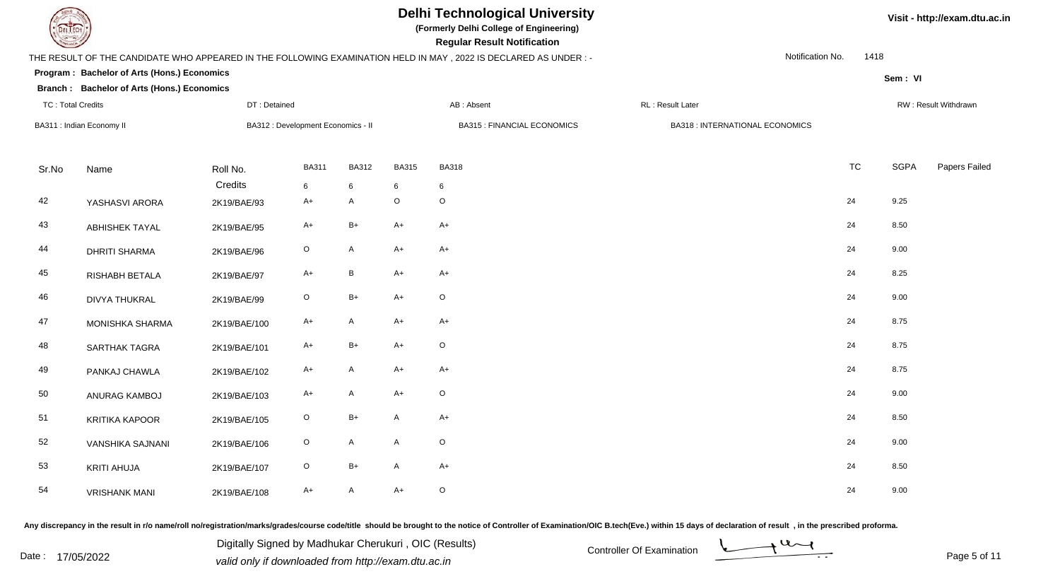# Delhi Technological University

**(Formerly Delhi College of Engineering)**

**Regular Result Notification**

Visit - http://exam.dtu.ac.in

THE RESULT OF THE CANDIDATE WHO APPEARED IN THE FOLLOWING EXAMINATION HELD IN MAY , 2022 IS DECLARED AS UNDER : -

Notification No. 1418

**Program : Bachelor of Arts (Hons.) Economics**

**Branch : Bachelor of Arts (Hons.) Economics**

Sem : VI

TC : Total Credits | DT : Detained | AB : Absent | RL : Result Later | RW : Result Withdrawn

BA311 : Indian Economy II | BA312 : Development Economics - II | BA315 : FINANCIAL ECONOMICS | BA318 : INTERNATIONAL ECONOMICS

| Sr.No | Name | Roll No. | BA311 | BA312 | BA315 | BA318 | TC | SGPA | Papers Failed |
|---|---|---|---|---|---|---|---|---|---|
| | | Credits | 6 | 6 | 6 | 6 | | | |
| 42 | YASHASVI ARORA | 2K19/BAE/93 | A+ | A | O | O | 24 | 9.25 | |
| 43 | ABHISHEK TAYAL | 2K19/BAE/95 | A+ | B+ | A+ | A+ | 24 | 8.50 | |
| 44 | DHRITI SHARMA | 2K19/BAE/96 | O | A | A+ | A+ | 24 | 9.00 | |
| 45 | RISHABH BETALA | 2K19/BAE/97 | A+ | B | A+ | A+ | 24 | 8.25 | |
| 46 | DIVYA THUKRAL | 2K19/BAE/99 | O | B+ | A+ | O | 24 | 9.00 | |
| 47 | MONISHKA SHARMA | 2K19/BAE/100 | A+ | A | A+ | A+ | 24 | 8.75 | |
| 48 | SARTHAK TAGRA | 2K19/BAE/101 | A+ | B+ | A+ | O | 24 | 8.75 | |
| 49 | PANKAJ CHAWLA | 2K19/BAE/102 | A+ | A | A+ | A+ | 24 | 8.75 | |
| 50 | ANURAG KAMBOJ | 2K19/BAE/103 | A+ | A | A+ | O | 24 | 9.00 | |
| 51 | KRITIKA KAPOOR | 2K19/BAE/105 | O | B+ | A | A+ | 24 | 8.50 | |
| 52 | VANSHIKA SAJNANI | 2K19/BAE/106 | O | A | A | O | 24 | 9.00 | |
| 53 | KRITI AHUJA | 2K19/BAE/107 | O | B+ | A | A+ | 24 | 8.50 | |
| 54 | VRISHANK MANI | 2K19/BAE/108 | A+ | A | A+ | O | 24 | 9.00 | |

Any discrepancy in the result in r/o name/roll no/registration/marks/grades/course code/title should be brought to the notice of Controller of Examination/OIC B.tech(Eve.) within 15 days of declaration of result , in the prescribed proforma.

Date : 17/05/2022

Digitally Signed by Madhukar Cherukuri , OIC (Results)
valid only if downloaded from http://exam.dtu.ac.in

Controller Of Examination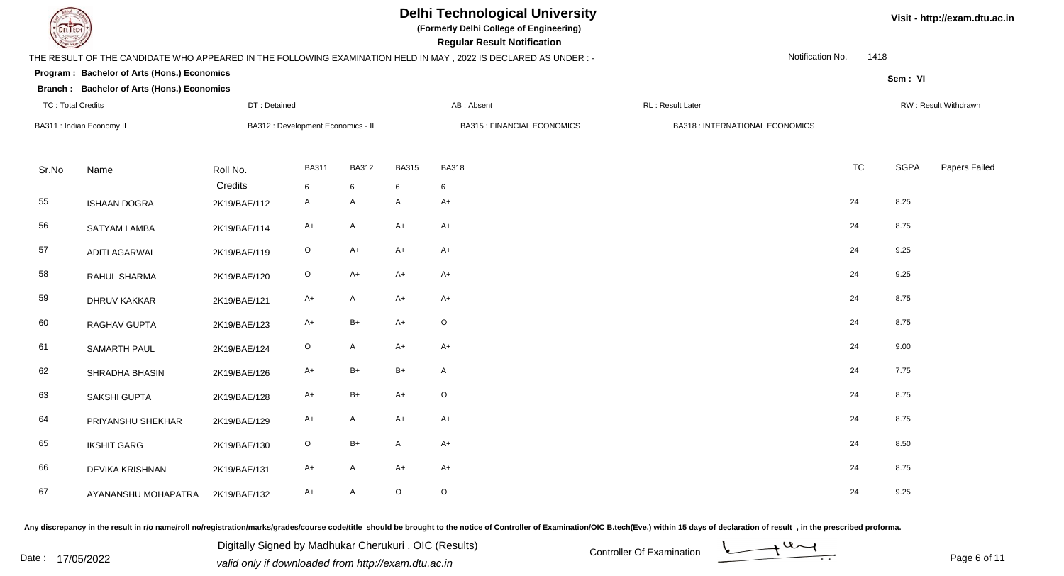# Delhi Technological University

**(Formerly Delhi College of Engineering)**

**Regular Result Notification**

Visit - http://exam.dtu.ac.in

THE RESULT OF THE CANDIDATE WHO APPEARED IN THE FOLLOWING EXAMINATION HELD IN MAY , 2022 IS DECLARED AS UNDER : -

Notification No. 1418

**Program : Bachelor of Arts (Hons.) Economics**

**Branch : Bachelor of Arts (Hons.) Economics**

Sem : VI

TC : Total Credits | DT : Detained | AB : Absent | RL : Result Later | RW : Result Withdrawn

BA311 : Indian Economy II | BA312 : Development Economics - II | BA315 : FINANCIAL ECONOMICS | BA318 : INTERNATIONAL ECONOMICS

| Sr.No | Name | Roll No. | BA311 | BA312 | BA315 | BA318 | TC | SGPA | Papers Failed |
|---|---|---|---|---|---|---|---|---|---|
| | | Credits | 6 | 6 | 6 | 6 | | | |
| 55 | ISHAAN DOGRA | 2K19/BAE/112 | A | A | A | A+ | 24 | 8.25 | |
| 56 | SATYAM LAMBA | 2K19/BAE/114 | A+ | A | A+ | A+ | 24 | 8.75 | |
| 57 | ADITI AGARWAL | 2K19/BAE/119 | O | A+ | A+ | A+ | 24 | 9.25 | |
| 58 | RAHUL SHARMA | 2K19/BAE/120 | O | A+ | A+ | A+ | 24 | 9.25 | |
| 59 | DHRUV KAKKAR | 2K19/BAE/121 | A+ | A | A+ | A+ | 24 | 8.75 | |
| 60 | RAGHAV GUPTA | 2K19/BAE/123 | A+ | B+ | A+ | O | 24 | 8.75 | |
| 61 | SAMARTH PAUL | 2K19/BAE/124 | O | A | A+ | A+ | 24 | 9.00 | |
| 62 | SHRADHA BHASIN | 2K19/BAE/126 | A+ | B+ | B+ | A | 24 | 7.75 | |
| 63 | SAKSHI GUPTA | 2K19/BAE/128 | A+ | B+ | A+ | O | 24 | 8.75 | |
| 64 | PRIYANSHU SHEKHAR | 2K19/BAE/129 | A+ | A | A+ | A+ | 24 | 8.75 | |
| 65 | IKSHIT GARG | 2K19/BAE/130 | O | B+ | A | A+ | 24 | 8.50 | |
| 66 | DEVIKA KRISHNAN | 2K19/BAE/131 | A+ | A | A+ | A+ | 24 | 8.75 | |
| 67 | AYANANSHU MOHAPATRA | 2K19/BAE/132 | A+ | A | O | O | 24 | 9.25 | |

Any discrepancy in the result in r/o name/roll no/registration/marks/grades/course code/title should be brought to the notice of Controller of Examination/OIC B.tech(Eve.) within 15 days of declaration of result , in the prescribed proforma.

Date : 17/05/2022

Digitally Signed by Madhukar Cherukuri , OIC (Results)
valid only if downloaded from http://exam.dtu.ac.in

Controller Of Examination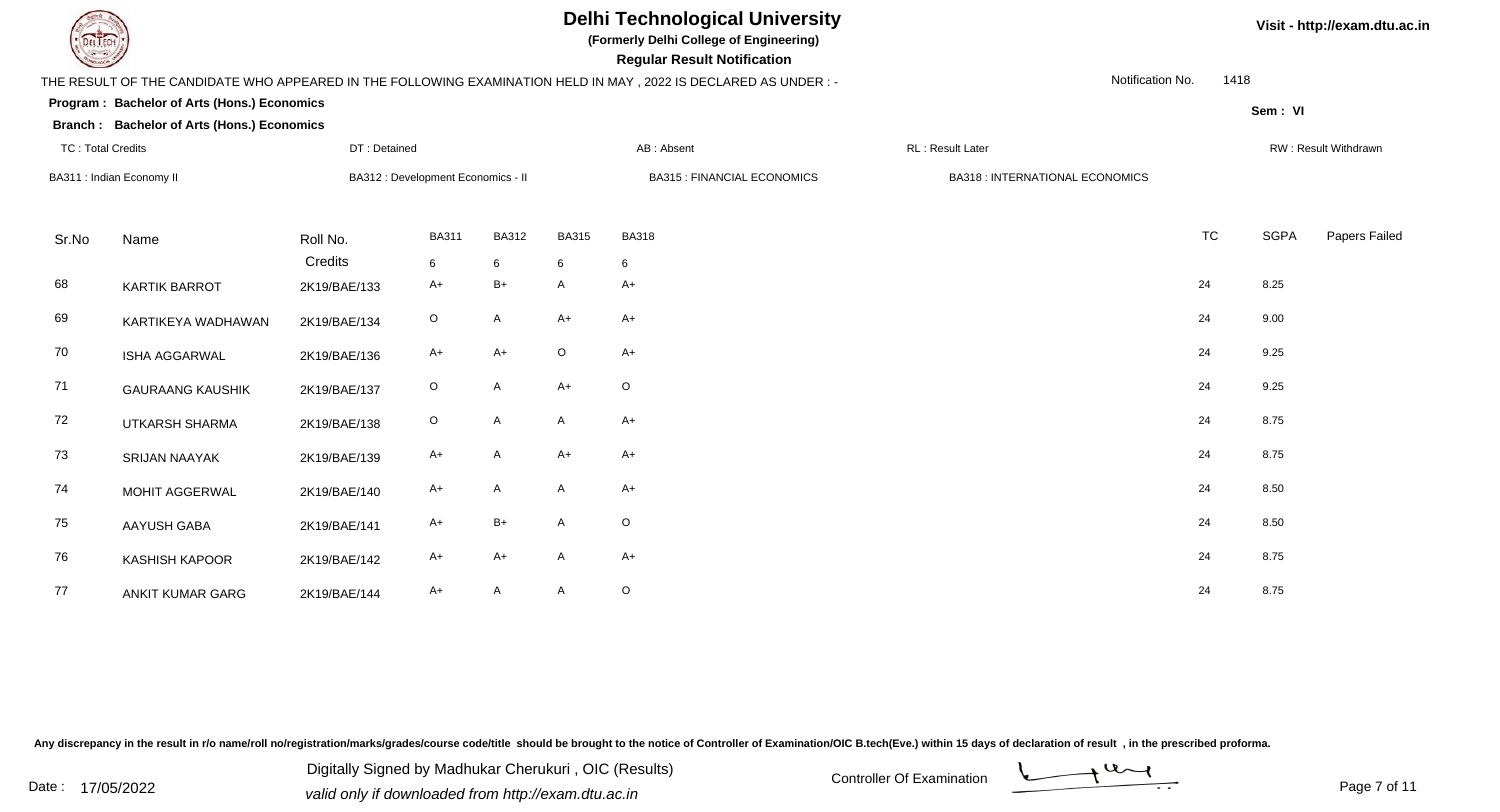# Delhi Technological University

**(Formerly Delhi College of Engineering)**

**Regular Result Notification**

Visit - http://exam.dtu.ac.in

THE RESULT OF THE CANDIDATE WHO APPEARED IN THE FOLLOWING EXAMINATION HELD IN MAY , 2022 IS DECLARED AS UNDER : -

Notification No. 1418

**Program : Bachelor of Arts (Hons.) Economics**

**Branch : Bachelor of Arts (Hons.) Economics**

**Sem : VI**

TC : Total Credits | DT : Detained | AB : Absent | RL : Result Later | RW : Result Withdrawn

BA311 : Indian Economy II | BA312 : Development Economics - II | BA315 : FINANCIAL ECONOMICS | BA318 : INTERNATIONAL ECONOMICS

| Sr.No | Name | Roll No. | BA311 | BA312 | BA315 | BA318 | TC | SGPA | Papers Failed |
|---|---|---|---|---|---|---|---|---|---|
| | | Credits | 6 | 6 | 6 | 6 | | | |
| 68 | KARTIK BARROT | 2K19/BAE/133 | A+ | B+ | A | A+ | 24 | 8.25 | |
| 69 | KARTIKEYA WADHAWAN | 2K19/BAE/134 | O | A | A+ | A+ | 24 | 9.00 | |
| 70 | ISHA AGGARWAL | 2K19/BAE/136 | A+ | A+ | O | A+ | 24 | 9.25 | |
| 71 | GAURAANG KAUSHIK | 2K19/BAE/137 | O | A | A+ | O | 24 | 9.25 | |
| 72 | UTKARSH SHARMA | 2K19/BAE/138 | O | A | A | A+ | 24 | 8.75 | |
| 73 | SRIJAN NAAYAK | 2K19/BAE/139 | A+ | A | A+ | A+ | 24 | 8.75 | |
| 74 | MOHIT AGGERWAL | 2K19/BAE/140 | A+ | A | A | A+ | 24 | 8.50 | |
| 75 | AAYUSH GABA | 2K19/BAE/141 | A+ | B+ | A | O | 24 | 8.50 | |
| 76 | KASHISH KAPOOR | 2K19/BAE/142 | A+ | A+ | A | A+ | 24 | 8.75 | |
| 77 | ANKIT KUMAR GARG | 2K19/BAE/144 | A+ | A | A | O | 24 | 8.75 | |

Any discrepancy in the result in r/o name/roll no/registration/marks/grades/course code/title should be brought to the notice of Controller of Examination/OIC B.tech(Eve.) within 15 days of declaration of result , in the prescribed proforma.

Date : 17/05/2022

Digitally Signed by Madhukar Cherukuri , OIC (Results)

*valid only if downloaded from http://exam.dtu.ac.in*

Controller Of Examination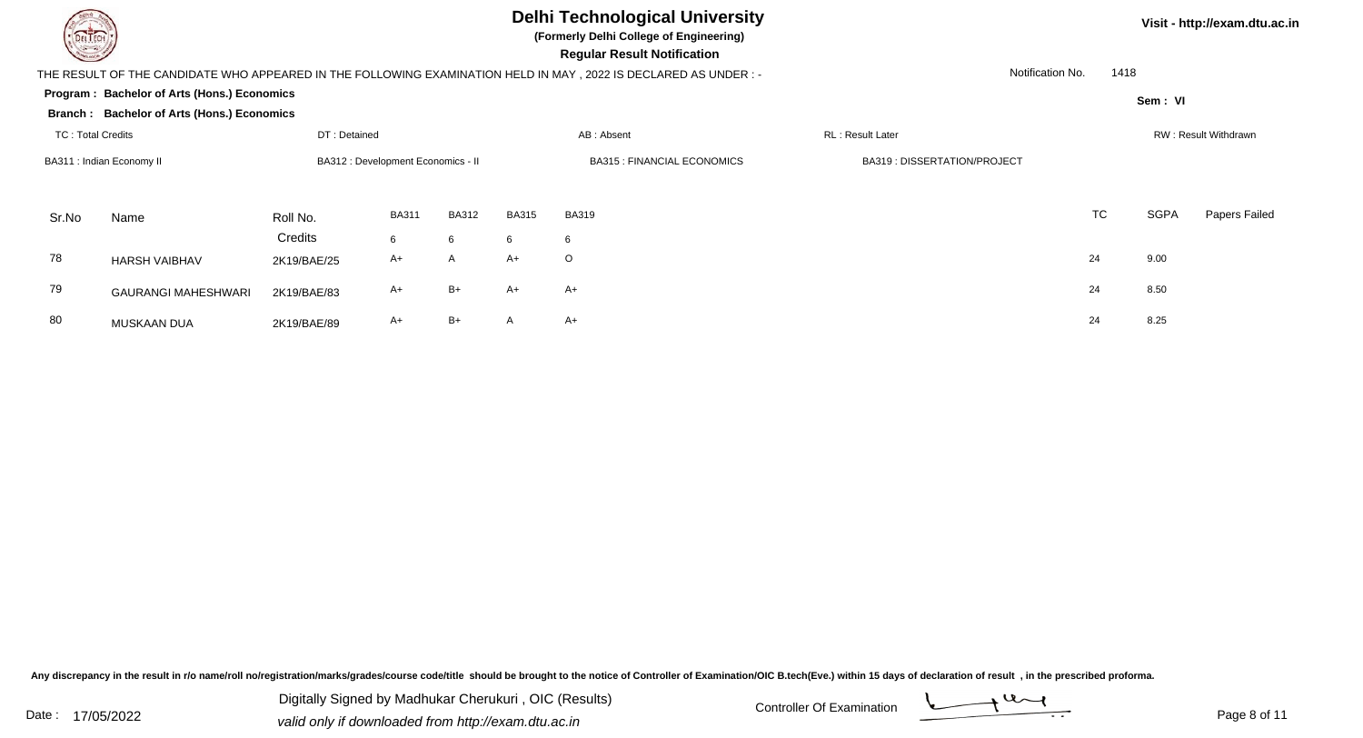# Delhi Technological University

**(Formerly Delhi College of Engineering)**

**Regular Result Notification**

Visit - http://exam.dtu.ac.in

THE RESULT OF THE CANDIDATE WHO APPEARED IN THE FOLLOWING EXAMINATION HELD IN MAY , 2022 IS DECLARED AS UNDER : -

Notification No. 1418

**Program : Bachelor of Arts (Hons.) Economics**

**Branch : Bachelor of Arts (Hons.) Economics**

**Sem : VI**

TC : Total Credits | DT : Detained | AB : Absent | RL : Result Later | RW : Result Withdrawn

BA311 : Indian Economy II | BA312 : Development Economics - II | BA315 : FINANCIAL ECONOMICS | BA319 : DISSERTATION/PROJECT

| Sr.No | Name | Roll No. | BA311 | BA312 | BA315 | BA319 | TC | SGPA | Papers Failed |
|---|---|---|---|---|---|---|---|---|---|
| | | Credits | 6 | 6 | 6 | 6 | | | |
| 78 | HARSH VAIBHAV | 2K19/BAE/25 | A+ | A | A+ | O | 24 | 9.00 | |
| 79 | GAURANGI MAHESHWARI | 2K19/BAE/83 | A+ | B+ | A+ | A+ | 24 | 8.50 | |
| 80 | MUSKAAN DUA | 2K19/BAE/89 | A+ | B+ | A | A+ | 24 | 8.25 | |

Any discrepancy in the result in r/o name/roll no/registration/marks/grades/course code/title should be brought to the notice of Controller of Examination/OIC B.tech(Eve.) within 15 days of declaration of result , in the prescribed proforma.

Date : 17/05/2022

Digitally Signed by Madhukar Cherukuri , OIC (Results)
valid only if downloaded from http://exam.dtu.ac.in

Controller Of Examination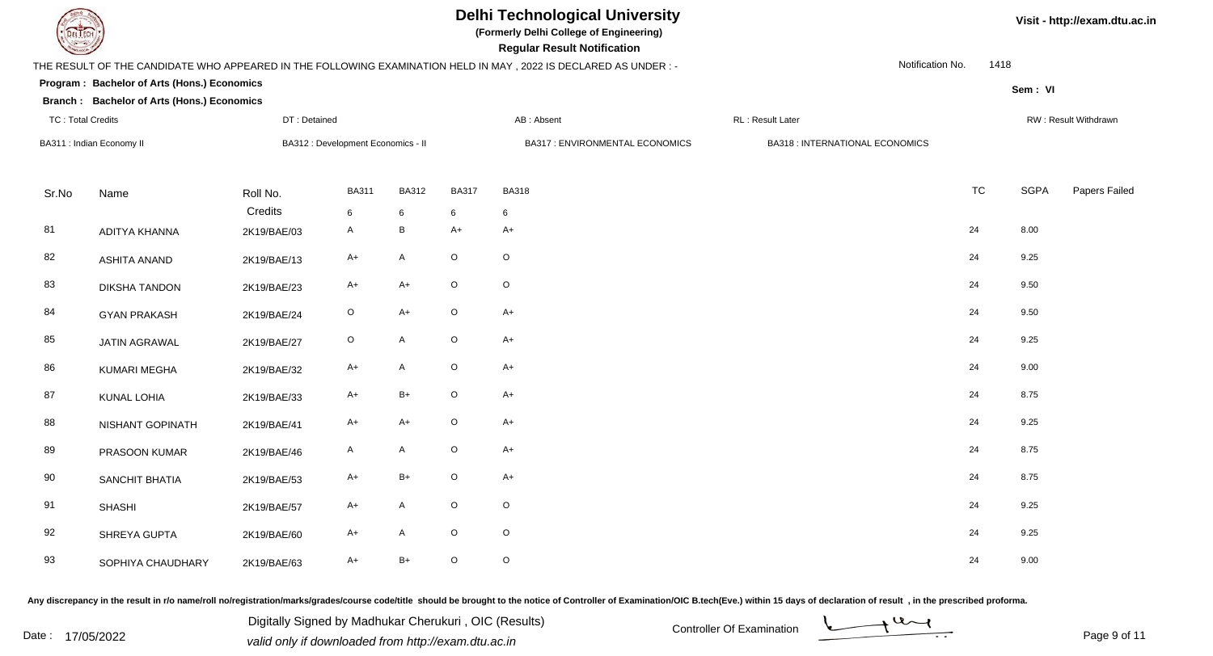# Delhi Technological University

**(Formerly Delhi College of Engineering)**

**Regular Result Notification**

Visit - http://exam.dtu.ac.in

THE RESULT OF THE CANDIDATE WHO APPEARED IN THE FOLLOWING EXAMINATION HELD IN MAY , 2022 IS DECLARED AS UNDER : -

Notification No. 1418

**Program : Bachelor of Arts (Hons.) Economics**

**Branch : Bachelor of Arts (Hons.) Economics**

Sem : VI

TC : Total Credits | DT : Detained | AB : Absent | RL : Result Later | RW : Result Withdrawn

BA311 : Indian Economy II | BA312 : Development Economics - II | BA317 : ENVIRONMENTAL ECONOMICS | BA318 : INTERNATIONAL ECONOMICS

| Sr.No | Name | Roll No. | BA311 | BA312 | BA317 | BA318 | TC | SGPA | Papers Failed |
|---|---|---|---|---|---|---|---|---|---|
| | | Credits | 6 | 6 | 6 | 6 | | | |
| 81 | ADITYA KHANNA | 2K19/BAE/03 | A | B | A+ | A+ | 24 | 8.00 | |
| 82 | ASHITA ANAND | 2K19/BAE/13 | A+ | A | O | O | 24 | 9.25 | |
| 83 | DIKSHA TANDON | 2K19/BAE/23 | A+ | A+ | O | O | 24 | 9.50 | |
| 84 | GYAN PRAKASH | 2K19/BAE/24 | O | A+ | O | A+ | 24 | 9.50 | |
| 85 | JATIN AGRAWAL | 2K19/BAE/27 | O | A | O | A+ | 24 | 9.25 | |
| 86 | KUMARI MEGHA | 2K19/BAE/32 | A+ | A | O | A+ | 24 | 9.00 | |
| 87 | KUNAL LOHIA | 2K19/BAE/33 | A+ | B+ | O | A+ | 24 | 8.75 | |
| 88 | NISHANT GOPINATH | 2K19/BAE/41 | A+ | A+ | O | A+ | 24 | 9.25 | |
| 89 | PRASOON KUMAR | 2K19/BAE/46 | A | A | O | A+ | 24 | 8.75 | |
| 90 | SANCHIT BHATIA | 2K19/BAE/53 | A+ | B+ | O | A+ | 24 | 8.75 | |
| 91 | SHASHI | 2K19/BAE/57 | A+ | A | O | O | 24 | 9.25 | |
| 92 | SHREYA GUPTA | 2K19/BAE/60 | A+ | A | O | O | 24 | 9.25 | |
| 93 | SOPHIYA CHAUDHARY | 2K19/BAE/63 | A+ | B+ | O | O | 24 | 9.00 | |

**Any discrepancy in the result in r/o name/roll no/registration/marks/grades/course code/title should be brought to the notice of Controller of Examination/OIC B.tech(Eve.) within 15 days of declaration of result , in the prescribed proforma.**

Date : 17/05/2022

Digitally Signed by Madhukar Cherukuri , OIC (Results)

*valid only if downloaded from http://exam.dtu.ac.in*

Controller Of Examination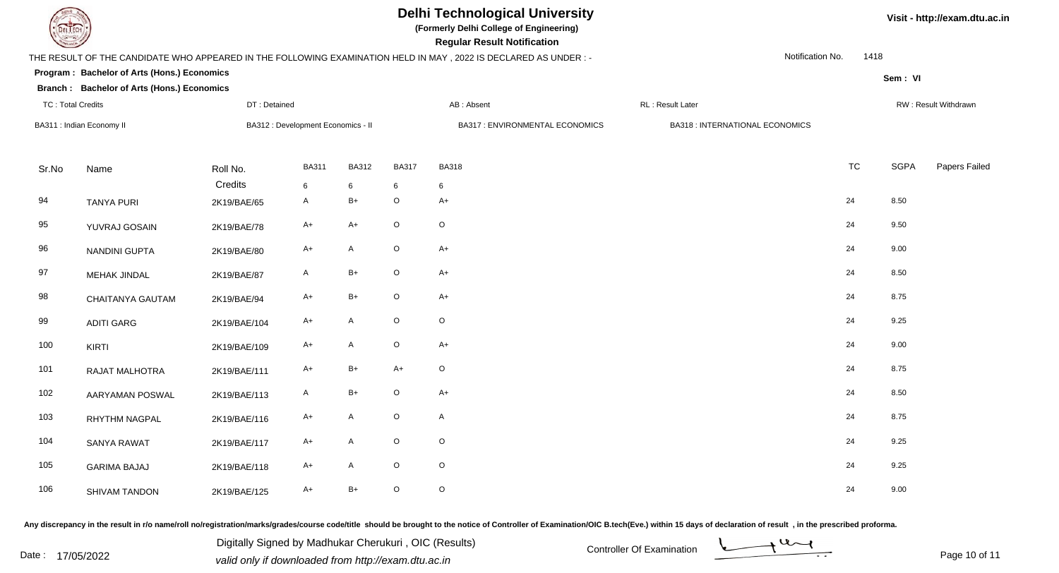# Delhi Technological University

**(Formerly Delhi College of Engineering)**

**Regular Result Notification**

Visit - http://exam.dtu.ac.in

THE RESULT OF THE CANDIDATE WHO APPEARED IN THE FOLLOWING EXAMINATION HELD IN MAY , 2022 IS DECLARED AS UNDER : -

Notification No. 1418

**Program : Bachelor of Arts (Hons.) Economics**

**Branch : Bachelor of Arts (Hons.) Economics**

Sem : VI

TC : Total Credits | DT : Detained | AB : Absent | RL : Result Later | RW : Result Withdrawn

BA311 : Indian Economy II | BA312 : Development Economics - II | BA317 : ENVIRONMENTAL ECONOMICS | BA318 : INTERNATIONAL ECONOMICS

| Sr.No | Name | Roll No. | BA311 | BA312 | BA317 | BA318 | TC | SGPA | Papers Failed |
|---|---|---|---|---|---|---|---|---|---|
| | | Credits | 6 | 6 | 6 | 6 | | | |
| 94 | TANYA PURI | 2K19/BAE/65 | A | B+ | O | A+ | 24 | 8.50 | |
| 95 | YUVRAJ GOSAIN | 2K19/BAE/78 | A+ | A+ | O | O | 24 | 9.50 | |
| 96 | NANDINI GUPTA | 2K19/BAE/80 | A+ | A | O | A+ | 24 | 9.00 | |
| 97 | MEHAK JINDAL | 2K19/BAE/87 | A | B+ | O | A+ | 24 | 8.50 | |
| 98 | CHAITANYA GAUTAM | 2K19/BAE/94 | A+ | B+ | O | A+ | 24 | 8.75 | |
| 99 | ADITI GARG | 2K19/BAE/104 | A+ | A | O | O | 24 | 9.25 | |
| 100 | KIRTI | 2K19/BAE/109 | A+ | A | O | A+ | 24 | 9.00 | |
| 101 | RAJAT MALHOTRA | 2K19/BAE/111 | A+ | B+ | A+ | O | 24 | 8.75 | |
| 102 | AARYAMAN POSWAL | 2K19/BAE/113 | A | B+ | O | A+ | 24 | 8.50 | |
| 103 | RHYTHM NAGPAL | 2K19/BAE/116 | A+ | A | O | A | 24 | 8.75 | |
| 104 | SANYA RAWAT | 2K19/BAE/117 | A+ | A | O | O | 24 | 9.25 | |
| 105 | GARIMA BAJAJ | 2K19/BAE/118 | A+ | A | O | O | 24 | 9.25 | |
| 106 | SHIVAM TANDON | 2K19/BAE/125 | A+ | B+ | O | O | 24 | 9.00 | |

Any discrepancy in the result in r/o name/roll no/registration/marks/grades/course code/title should be brought to the notice of Controller of Examination/OIC B.tech(Eve.) within 15 days of declaration of result , in the prescribed proforma.

Date : 17/05/2022

Digitally Signed by Madhukar Cherukuri , OIC (Results)
valid only if downloaded from http://exam.dtu.ac.in

Controller Of Examination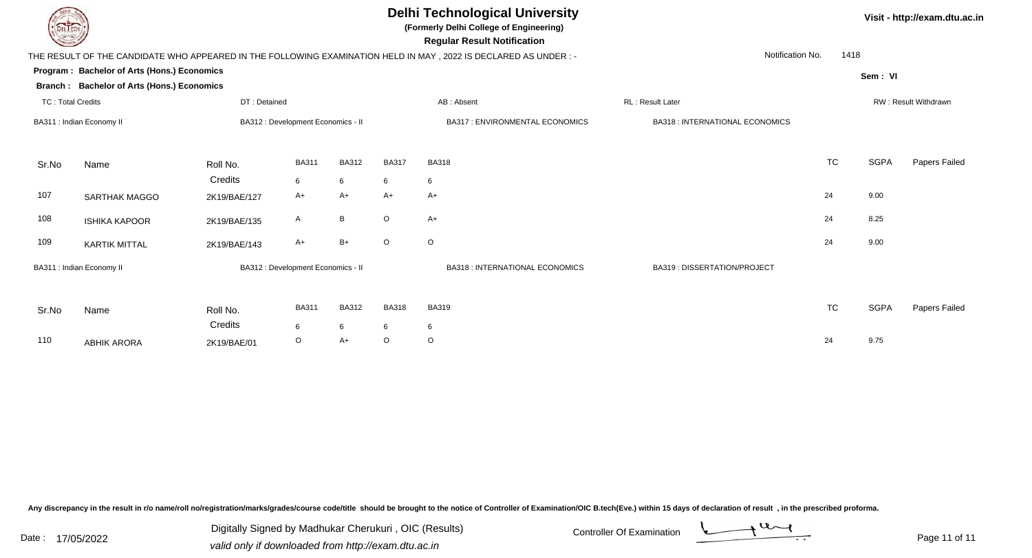# Delhi Technological University

**(Formerly Delhi College of Engineering)**

**Regular Result Notification**

Visit - http://exam.dtu.ac.in

THE RESULT OF THE CANDIDATE WHO APPEARED IN THE FOLLOWING EXAMINATION HELD IN MAY , 2022 IS DECLARED AS UNDER : -

Notification No. 1418

**Program : Bachelor of Arts (Hons.) Economics**

**Branch : Bachelor of Arts (Hons.) Economics**

Sem : VI

TC : Total Credits | DT : Detained | AB : Absent | RL : Result Later | RW : Result Withdrawn

BA311 : Indian Economy II | BA312 : Development Economics - II | BA317 : ENVIRONMENTAL ECONOMICS | BA318 : INTERNATIONAL ECONOMICS

| Sr.No | Name | Roll No. | BA311 | BA312 | BA317 | BA318 | TC | SGPA | Papers Failed |
|---|---|---|---|---|---|---|---|---|---|
| | | Credits | 6 | 6 | 6 | 6 | | | |
| 107 | SARTHAK MAGGO | 2K19/BAE/127 | A+ | A+ | A+ | A+ | 24 | 9.00 | |
| 108 | ISHIKA KAPOOR | 2K19/BAE/135 | A | B | O | A+ | 24 | 8.25 | |
| 109 | KARTIK MITTAL | 2K19/BAE/143 | A+ | B+ | O | O | 24 | 9.00 | |

BA311 : Indian Economy II | BA312 : Development Economics - II | BA318 : INTERNATIONAL ECONOMICS | BA319 : DISSERTATION/PROJECT

| Sr.No | Name | Roll No. | BA311 | BA312 | BA318 | BA319 | TC | SGPA | Papers Failed |
|---|---|---|---|---|---|---|---|---|---|
| | | Credits | 6 | 6 | 6 | 6 | | | |
| 110 | ABHIK ARORA | 2K19/BAE/01 | O | A+ | O | O | 24 | 9.75 | |

Any discrepancy in the result in r/o name/roll no/registration/marks/grades/course code/title should be brought to the notice of Controller of Examination/OIC B.tech(Eve.) within 15 days of declaration of result , in the prescribed proforma.

Date : 17/05/2022

Digitally Signed by Madhukar Cherukuri , OIC (Results)
valid only if downloaded from http://exam.dtu.ac.in

Controller Of Examination